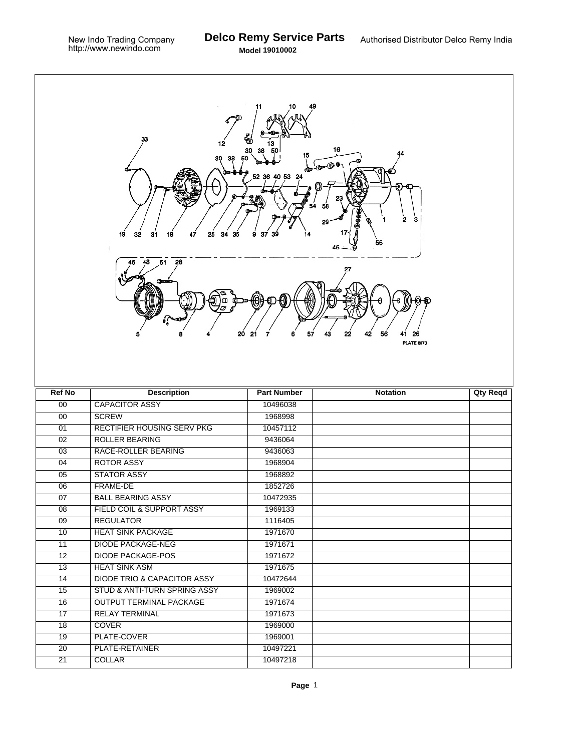New Indo Trading Company
http://www.newindo.com

# Delco Remy Service Parts

**Model 19010002**

Authorised Distributor Delco Remy India

| Ref No | Description | Part Number | Notation | Qty Reqd |
|---|---|---|---|---|
| 00 | CAPACITOR ASSY | 10496038 | | |
| 00 | SCREW | 1968998 | | |
| 01 | RECTIFIER HOUSING SERV PKG | 10457112 | | |
| 02 | ROLLER BEARING | 9436064 | | |
| 03 | RACE-ROLLER BEARING | 9436063 | | |
| 04 | ROTOR ASSY | 1968904 | | |
| 05 | STATOR ASSY | 1968892 | | |
| 06 | FRAME-DE | 1852726 | | |
| 07 | BALL BEARING ASSY | 10472935 | | |
| 08 | FIELD COIL & SUPPORT ASSY | 1969133 | | |
| 09 | REGULATOR | 1116405 | | |
| 10 | HEAT SINK PACKAGE | 1971670 | | |
| 11 | DIODE PACKAGE-NEG | 1971671 | | |
| 12 | DIODE PACKAGE-POS | 1971672 | | |
| 13 | HEAT SINK ASM | 1971675 | | |
| 14 | DIODE TRIO & CAPACITOR ASSY | 10472644 | | |
| 15 | STUD & ANTI-TURN SPRING ASSY | 1969002 | | |
| 16 | OUTPUT TERMINAL PACKAGE | 1971674 | | |
| 17 | RELAY TERMINAL | 1971673 | | |
| 18 | COVER | 1969000 | | |
| 19 | PLATE-COVER | 1969001 | | |
| 20 | PLATE-RETAINER | 10497221 | | |
| 21 | COLLAR | 10497218 | | |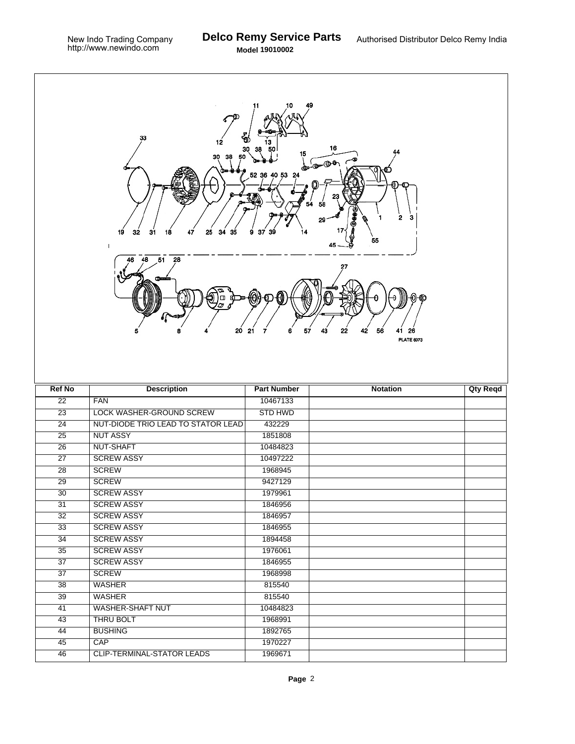New Indo Trading Company
http://www.newindo.com

# Delco Remy Service Parts

**Model 19010002**

Authorised Distributor Delco Remy India

| Ref No | Description | Part Number | Notation | Qty Reqd |
|---|---|---|---|---|
| 22 | FAN | 10467133 | | |
| 23 | LOCK WASHER-GROUND SCREW | STD HWD | | |
| 24 | NUT-DIODE TRIO LEAD TO STATOR LEAD | 432229 | | |
| 25 | NUT ASSY | 1851808 | | |
| 26 | NUT-SHAFT | 10484823 | | |
| 27 | SCREW ASSY | 10497222 | | |
| 28 | SCREW | 1968945 | | |
| 29 | SCREW | 9427129 | | |
| 30 | SCREW ASSY | 1979961 | | |
| 31 | SCREW ASSY | 1846956 | | |
| 32 | SCREW ASSY | 1846957 | | |
| 33 | SCREW ASSY | 1846955 | | |
| 34 | SCREW ASSY | 1894458 | | |
| 35 | SCREW ASSY | 1976061 | | |
| 37 | SCREW ASSY | 1846955 | | |
| 37 | SCREW | 1968998 | | |
| 38 | WASHER | 815540 | | |
| 39 | WASHER | 815540 | | |
| 41 | WASHER-SHAFT NUT | 10484823 | | |
| 43 | THRU BOLT | 1968991 | | |
| 44 | BUSHING | 1892765 | | |
| 45 | CAP | 1970227 | | |
| 46 | CLIP-TERMINAL-STATOR LEADS | 1969671 | | |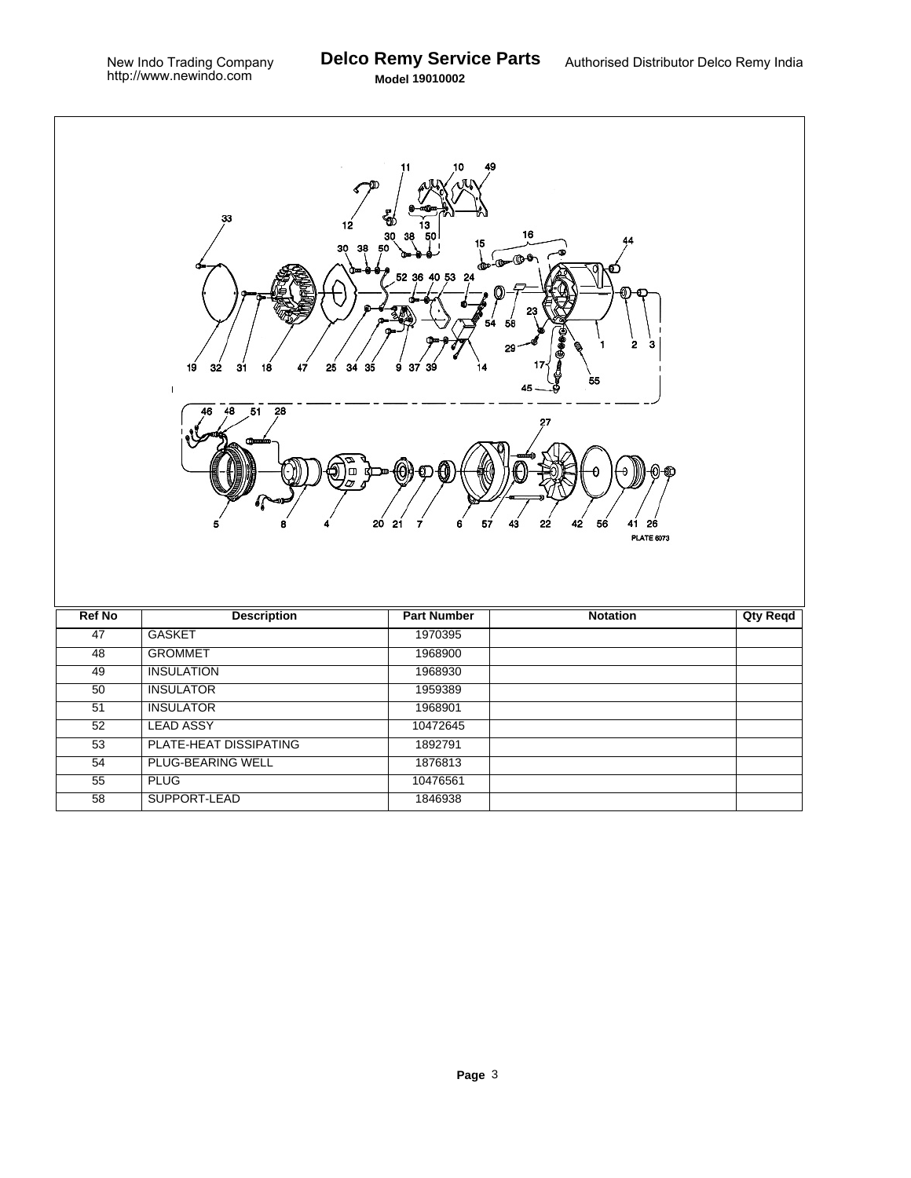| Ref No | Description | Part Number | Notation | Qty Reqd |
|---|---|---|---|---|
| 47 | GASKET | 1970395 | | |
| 48 | GROMMET | 1968900 | | |
| 49 | INSULATION | 1968930 | | |
| 50 | INSULATOR | 1959389 | | |
| 51 | INSULATOR | 1968901 | | |
| 52 | LEAD ASSY | 10472645 | | |
| 53 | PLATE-HEAT DISSIPATING | 1892791 | | |
| 54 | PLUG-BEARING WELL | 1876813 | | |
| 55 | PLUG | 10476561 | | |
| 58 | SUPPORT-LEAD | 1846938 | | |